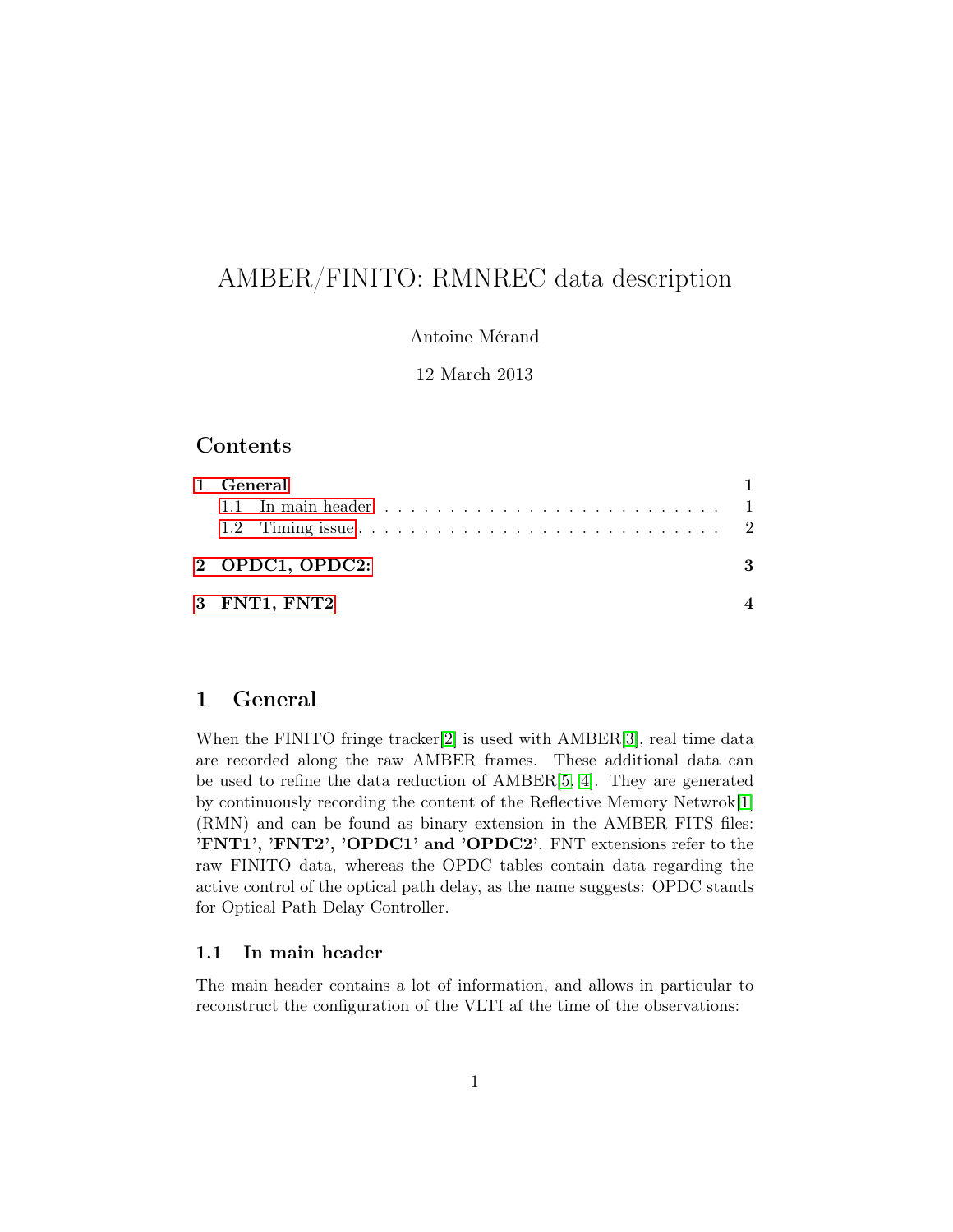# AMBER/FINITO: RMNREC data description

Antoine Mérand

12 March 2013

## Contents

- 1 General ... 1
  - 1.1 In main header ... 1
  - 1.2 Timing issue ... 2
- 2 OPDC1, OPDC2: ... 3
- 3 FNT1, FNT2 ... 4

## 1 General

When the FINITO fringe tracker[2] is used with AMBER[3], real time data are recorded along the raw AMBER frames. These additional data can be used to refine the data reduction of AMBER[5, 4]. They are generated by continuously recording the content of the Reflective Memory Netwrok[1] (RMN) and can be found as binary extension in the AMBER FITS files: **'FNT1', 'FNT2', 'OPDC1' and 'OPDC2'**. FNT extensions refer to the raw FINITO data, whereas the OPDC tables contain data regarding the active control of the optical path delay, as the name suggests: OPDC stands for Optical Path Delay Controller.

### 1.1 In main header

The main header contains a lot of information, and allows in particular to reconstruct the configuration of the VLTI af the time of the observations: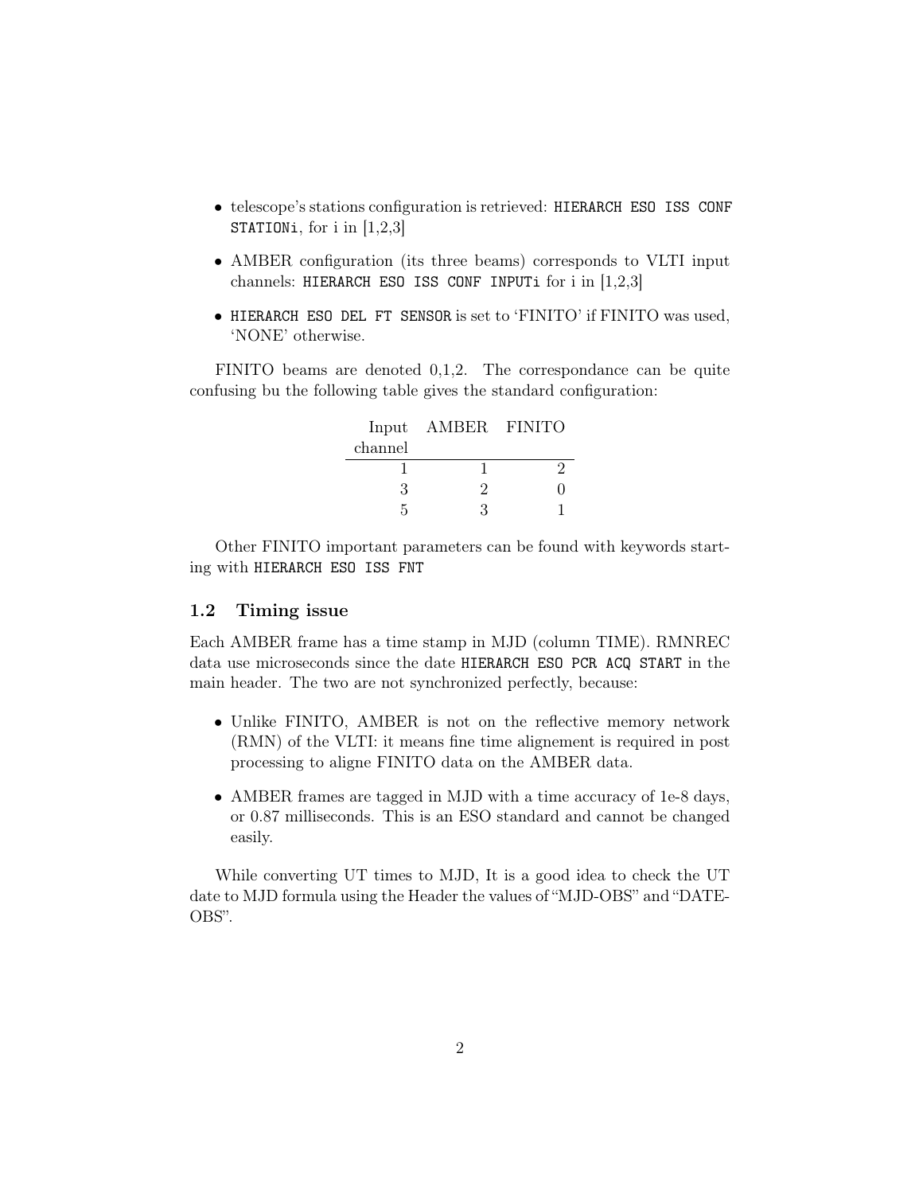- telescope's stations configuration is retrieved: `HIERARCH ESO ISS CONF STATIONi`, for i in [1,2,3]
- AMBER configuration (its three beams) corresponds to VLTI input channels: `HIERARCH ESO ISS CONF INPUTi` for i in [1,2,3]
- `HIERARCH ESO DEL FT SENSOR` is set to 'FINITO' if FINITO was used, 'NONE' otherwise.

FINITO beams are denoted 0,1,2. The correspondance can be quite confusing bu the following table gives the standard configuration:

| Input channel | AMBER | FINITO |
|---|---|---|
| 1 | 1 | 2 |
| 3 | 2 | 0 |
| 5 | 3 | 1 |

Other FINITO important parameters can be found with keywords starting with `HIERARCH ESO ISS FNT`

## 1.2 Timing issue

Each AMBER frame has a time stamp in MJD (column TIME). RMNREC data use microseconds since the date `HIERARCH ESO PCR ACQ START` in the main header. The two are not synchronized perfectly, because:

- Unlike FINITO, AMBER is not on the reflective memory network (RMN) of the VLTI: it means fine time alignement is required in post processing to aligne FINITO data on the AMBER data.
- AMBER frames are tagged in MJD with a time accuracy of 1e-8 days, or 0.87 milliseconds. This is an ESO standard and cannot be changed easily.

While converting UT times to MJD, It is a good idea to check the UT date to MJD formula using the Header the values of "MJD-OBS" and "DATE-OBS".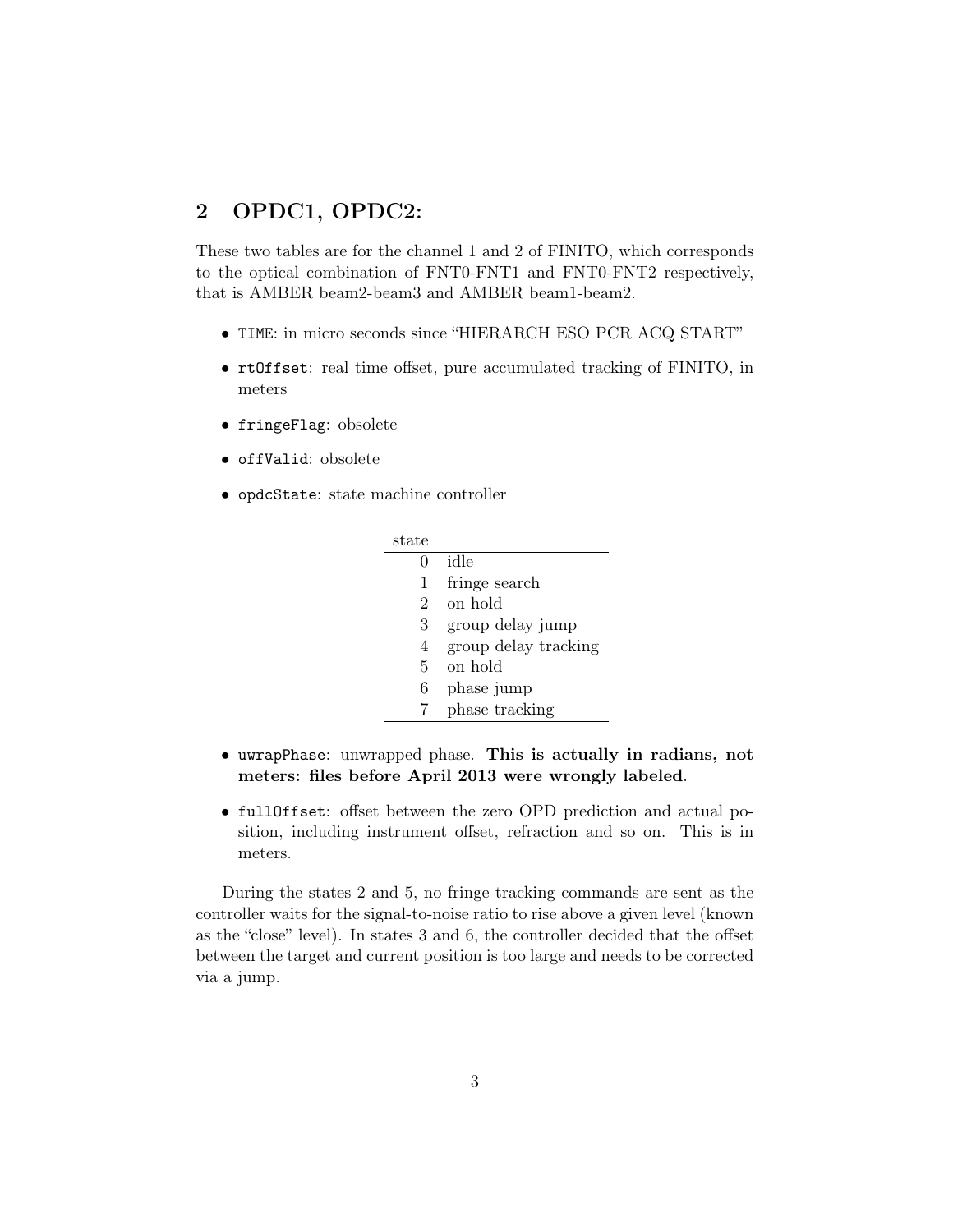## 2 OPDC1, OPDC2:

These two tables are for the channel 1 and 2 of FINITO, which corresponds to the optical combination of FNT0-FNT1 and FNT0-FNT2 respectively, that is AMBER beam2-beam3 and AMBER beam1-beam2.

- `TIME`: in micro seconds since "HIERARCH ESO PCR ACQ START"
- `rtOffset`: real time offset, pure accumulated tracking of FINITO, in meters
- `fringeFlag`: obsolete
- `offValid`: obsolete
- `opdcState`: state machine controller

| state | |
|---|---|
| 0 | idle |
| 1 | fringe search |
| 2 | on hold |
| 3 | group delay jump |
| 4 | group delay tracking |
| 5 | on hold |
| 6 | phase jump |
| 7 | phase tracking |

- `uwrapPhase`: unwrapped phase. **This is actually in radians, not meters: files before April 2013 were wrongly labeled**.
- `fullOffset`: offset between the zero OPD prediction and actual position, including instrument offset, refraction and so on. This is in meters.

During the states 2 and 5, no fringe tracking commands are sent as the controller waits for the signal-to-noise ratio to rise above a given level (known as the "close" level). In states 3 and 6, the controller decided that the offset between the target and current position is too large and needs to be corrected via a jump.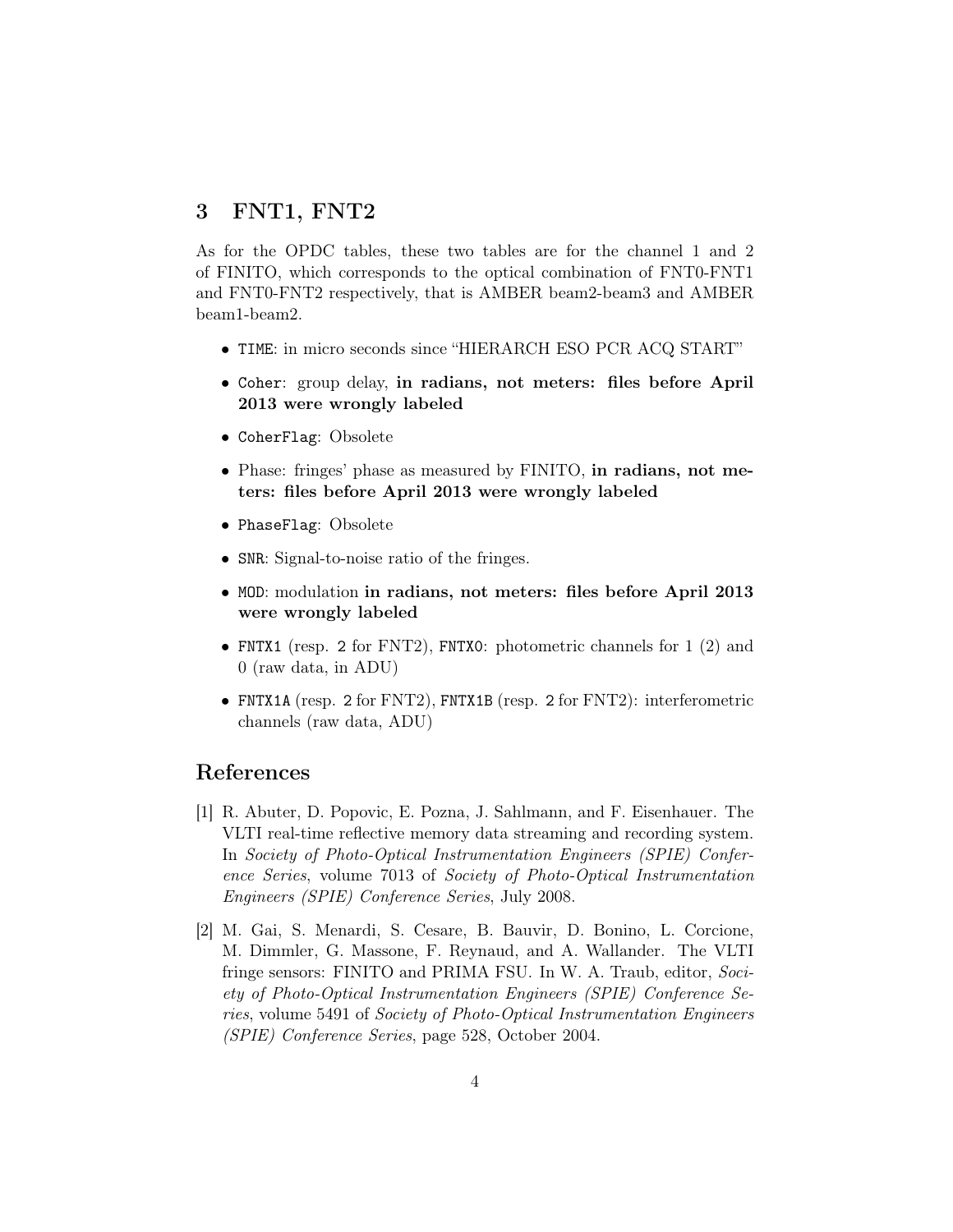## 3 FNT1, FNT2

As for the OPDC tables, these two tables are for the channel 1 and 2 of FINITO, which corresponds to the optical combination of FNT0-FNT1 and FNT0-FNT2 respectively, that is AMBER beam2-beam3 and AMBER beam1-beam2.

- `TIME`: in micro seconds since "HIERARCH ESO PCR ACQ START"
- `Coher`: group delay, **in radians, not meters: files before April 2013 were wrongly labeled**
- `CoherFlag`: Obsolete
- Phase: fringes' phase as measured by FINITO, **in radians, not meters: files before April 2013 were wrongly labeled**
- `PhaseFlag`: Obsolete
- `SNR`: Signal-to-noise ratio of the fringes.
- `MOD`: modulation **in radians, not meters: files before April 2013 were wrongly labeled**
- `FNTX1` (resp. `2` for FNT2), `FNTX0`: photometric channels for 1 (2) and 0 (raw data, in ADU)
- `FNTX1A` (resp. `2` for FNT2), `FNTX1B` (resp. `2` for FNT2): interferometric channels (raw data, ADU)

## References

[1] R. Abuter, D. Popovic, E. Pozna, J. Sahlmann, and F. Eisenhauer. The VLTI real-time reflective memory data streaming and recording system. In *Society of Photo-Optical Instrumentation Engineers (SPIE) Conference Series*, volume 7013 of *Society of Photo-Optical Instrumentation Engineers (SPIE) Conference Series*, July 2008.

[2] M. Gai, S. Menardi, S. Cesare, B. Bauvir, D. Bonino, L. Corcione, M. Dimmler, G. Massone, F. Reynaud, and A. Wallander. The VLTI fringe sensors: FINITO and PRIMA FSU. In W. A. Traub, editor, *Society of Photo-Optical Instrumentation Engineers (SPIE) Conference Series*, volume 5491 of *Society of Photo-Optical Instrumentation Engineers (SPIE) Conference Series*, page 528, October 2004.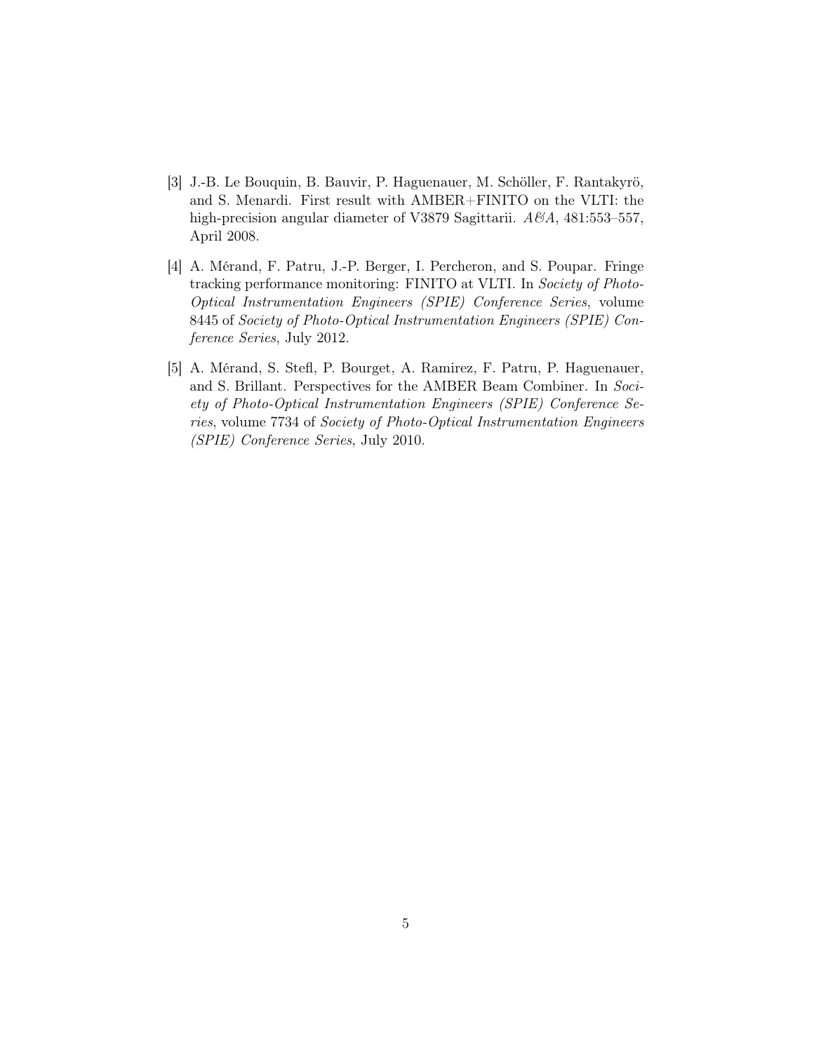[3] J.-B. Le Bouquin, B. Bauvir, P. Haguenauer, M. Schöller, F. Rantakyrö, and S. Menardi. First result with AMBER+FINITO on the VLTI: the high-precision angular diameter of V3879 Sagittarii. *A&A*, 481:553–557, April 2008.

[4] A. Mérand, F. Patru, J.-P. Berger, I. Percheron, and S. Poupar. Fringe tracking performance monitoring: FINITO at VLTI. In *Society of Photo-Optical Instrumentation Engineers (SPIE) Conference Series*, volume 8445 of *Society of Photo-Optical Instrumentation Engineers (SPIE) Conference Series*, July 2012.

[5] A. Mérand, S. Stefl, P. Bourget, A. Ramirez, F. Patru, P. Haguenauer, and S. Brillant. Perspectives for the AMBER Beam Combiner. In *Society of Photo-Optical Instrumentation Engineers (SPIE) Conference Series*, volume 7734 of *Society of Photo-Optical Instrumentation Engineers (SPIE) Conference Series*, July 2010.